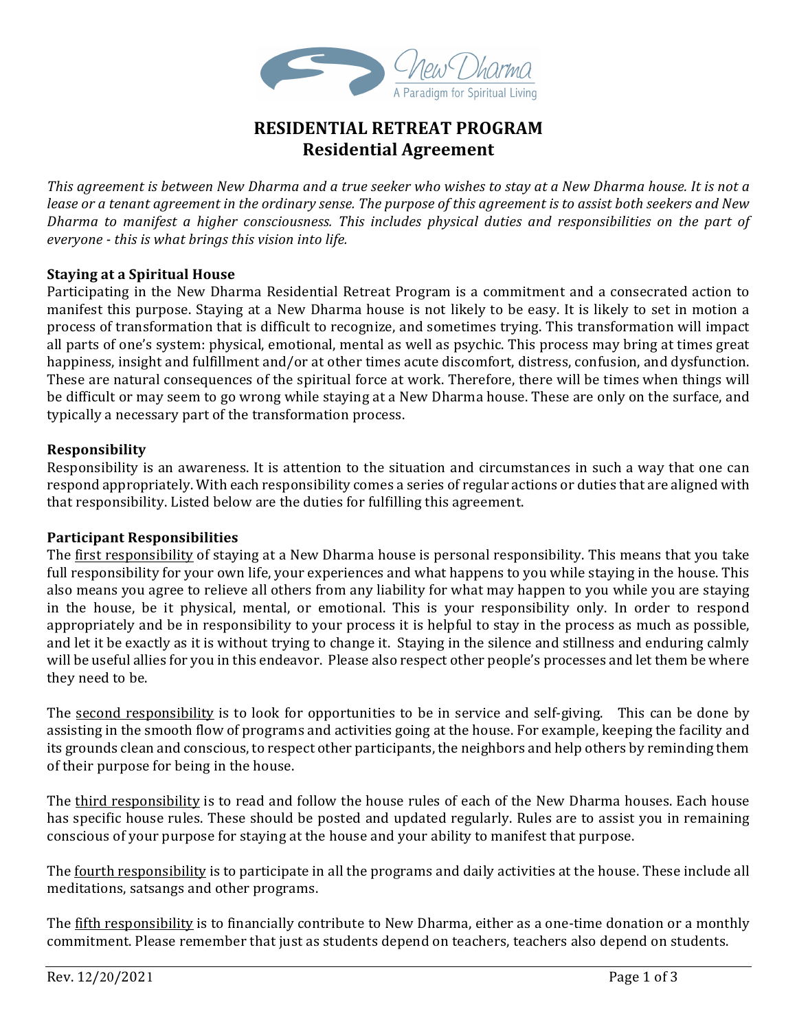# RESIDENTIAL RETREAT PROGRAM
## Residential Agreement

*This agreement is between New Dharma and a true seeker who wishes to stay at a New Dharma house. It is not a lease or a tenant agreement in the ordinary sense. The purpose of this agreement is to assist both seekers and New Dharma to manifest a higher consciousness. This includes physical duties and responsibilities on the part of everyone - this is what brings this vision into life.*

### Staying at a Spiritual House

Participating in the New Dharma Residential Retreat Program is a commitment and a consecrated action to manifest this purpose. Staying at a New Dharma house is not likely to be easy. It is likely to set in motion a process of transformation that is difficult to recognize, and sometimes trying. This transformation will impact all parts of one's system: physical, emotional, mental as well as psychic. This process may bring at times great happiness, insight and fulfillment and/or at other times acute discomfort, distress, confusion, and dysfunction. These are natural consequences of the spiritual force at work. Therefore, there will be times when things will be difficult or may seem to go wrong while staying at a New Dharma house. These are only on the surface, and typically a necessary part of the transformation process.

### Responsibility

Responsibility is an awareness. It is attention to the situation and circumstances in such a way that one can respond appropriately. With each responsibility comes a series of regular actions or duties that are aligned with that responsibility. Listed below are the duties for fulfilling this agreement.

### Participant Responsibilities

The <u>first responsibility</u> of staying at a New Dharma house is personal responsibility. This means that you take full responsibility for your own life, your experiences and what happens to you while staying in the house. This also means you agree to relieve all others from any liability for what may happen to you while you are staying in the house, be it physical, mental, or emotional. This is your responsibility only. In order to respond appropriately and be in responsibility to your process it is helpful to stay in the process as much as possible, and let it be exactly as it is without trying to change it. Staying in the silence and stillness and enduring calmly will be useful allies for you in this endeavor. Please also respect other people's processes and let them be where they need to be.

The <u>second responsibility</u> is to look for opportunities to be in service and self-giving. This can be done by assisting in the smooth flow of programs and activities going at the house. For example, keeping the facility and its grounds clean and conscious, to respect other participants, the neighbors and help others by reminding them of their purpose for being in the house.

The <u>third responsibility</u> is to read and follow the house rules of each of the New Dharma houses. Each house has specific house rules. These should be posted and updated regularly. Rules are to assist you in remaining conscious of your purpose for staying at the house and your ability to manifest that purpose.

The <u>fourth responsibility</u> is to participate in all the programs and daily activities at the house. These include all meditations, satsangs and other programs.

The <u>fifth responsibility</u> is to financially contribute to New Dharma, either as a one-time donation or a monthly commitment. Please remember that just as students depend on teachers, teachers also depend on students.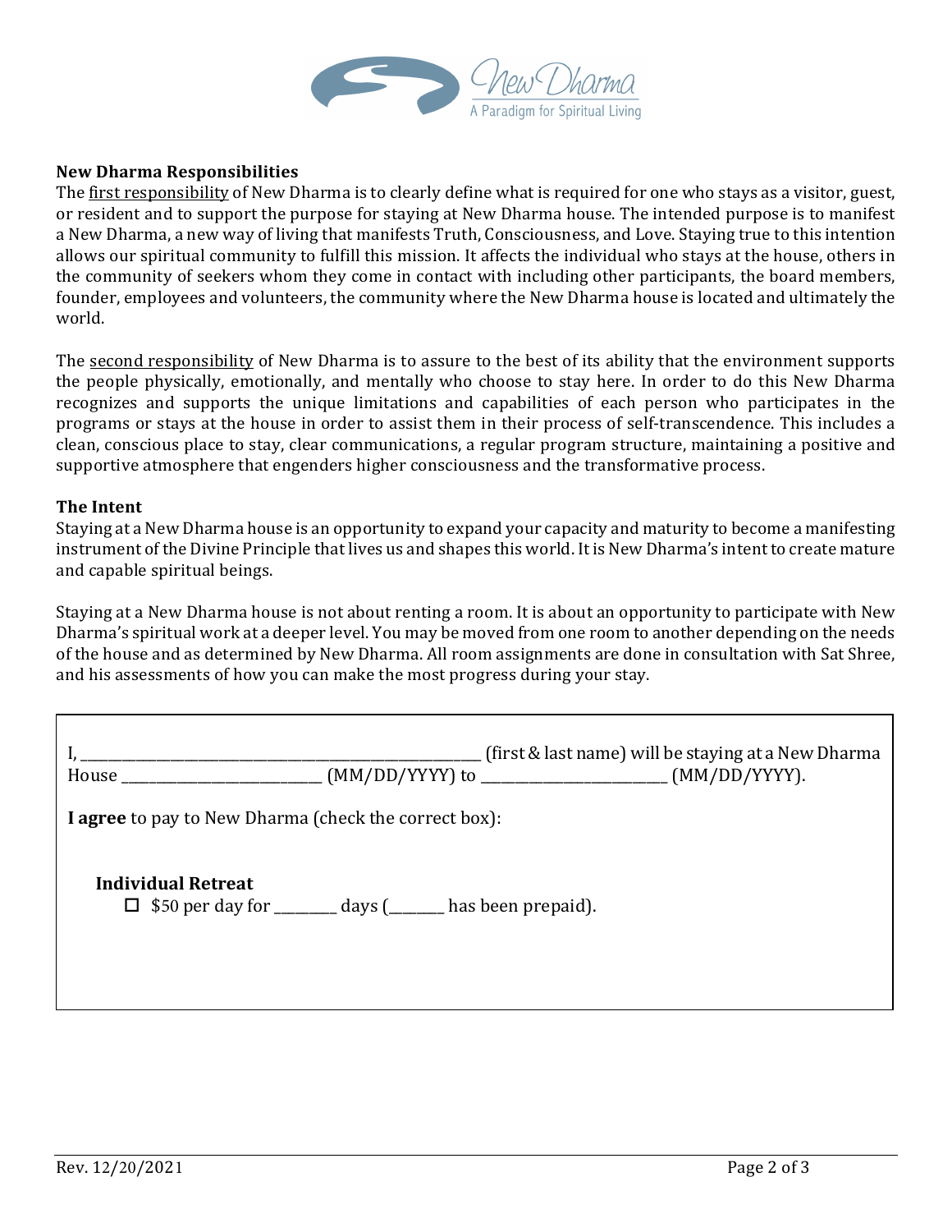**New Dharma Responsibilities**

The first responsibility of New Dharma is to clearly define what is required for one who stays as a visitor, guest, or resident and to support the purpose for staying at New Dharma house. The intended purpose is to manifest a New Dharma, a new way of living that manifests Truth, Consciousness, and Love. Staying true to this intention allows our spiritual community to fulfill this mission. It affects the individual who stays at the house, others in the community of seekers whom they come in contact with including other participants, the board members, founder, employees and volunteers, the community where the New Dharma house is located and ultimately the world.

The second responsibility of New Dharma is to assure to the best of its ability that the environment supports the people physically, emotionally, and mentally who choose to stay here. In order to do this New Dharma recognizes and supports the unique limitations and capabilities of each person who participates in the programs or stays at the house in order to assist them in their process of self-transcendence. This includes a clean, conscious place to stay, clear communications, a regular program structure, maintaining a positive and supportive atmosphere that engenders higher consciousness and the transformative process.

**The Intent**

Staying at a New Dharma house is an opportunity to expand your capacity and maturity to become a manifesting instrument of the Divine Principle that lives us and shapes this world. It is New Dharma's intent to create mature and capable spiritual beings.

Staying at a New Dharma house is not about renting a room. It is about an opportunity to participate with New Dharma's spiritual work at a deeper level. You may be moved from one room to another depending on the needs of the house and as determined by New Dharma. All room assignments are done in consultation with Sat Shree, and his assessments of how you can make the most progress during your stay.

I, ________________________________________ (first & last name) will be staying at a New Dharma House ____________________ (MM/DD/YYYY) to ____________________ (MM/DD/YYYY).

**I agree** to pay to New Dharma (check the correct box):

**Individual Retreat**

☐ $50 per day for ________ days (_______ has been prepaid).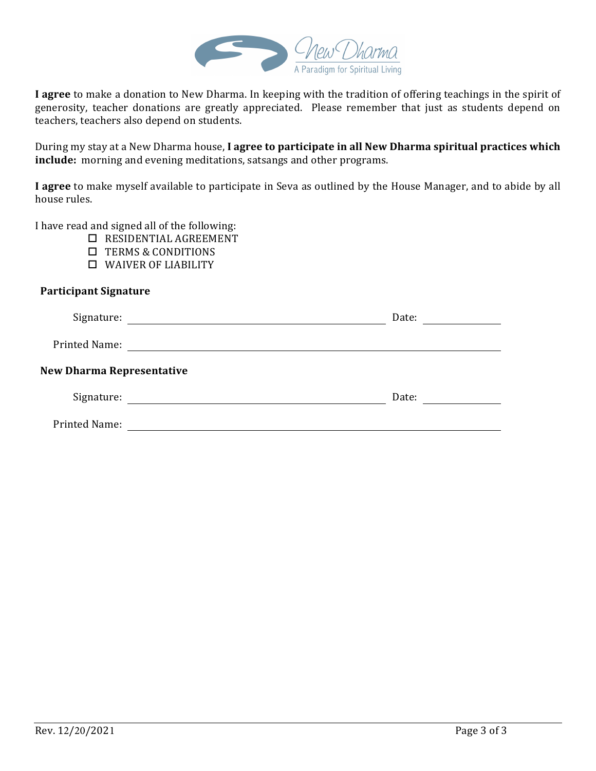New Dharma
A Paradigm for Spiritual Living

**I agree** to make a donation to New Dharma. In keeping with the tradition of offering teachings in the spirit of generosity, teacher donations are greatly appreciated. Please remember that just as students depend on teachers, teachers also depend on students.

During my stay at a New Dharma house, **I agree to participate in all New Dharma spiritual practices which include:** morning and evening meditations, satsangs and other programs.

**I agree** to make myself available to participate in Seva as outlined by the House Manager, and to abide by all house rules.

I have read and signed all of the following:

- ☐ RESIDENTIAL AGREEMENT
- ☐ TERMS & CONDITIONS
- ☐ WAIVER OF LIABILITY

**Participant Signature**

Signature: ______________________________ Date: ____________

Printed Name: ______________________________

**New Dharma Representative**

Signature: ______________________________ Date: ____________

Printed Name: ______________________________

Rev. 12/20/2021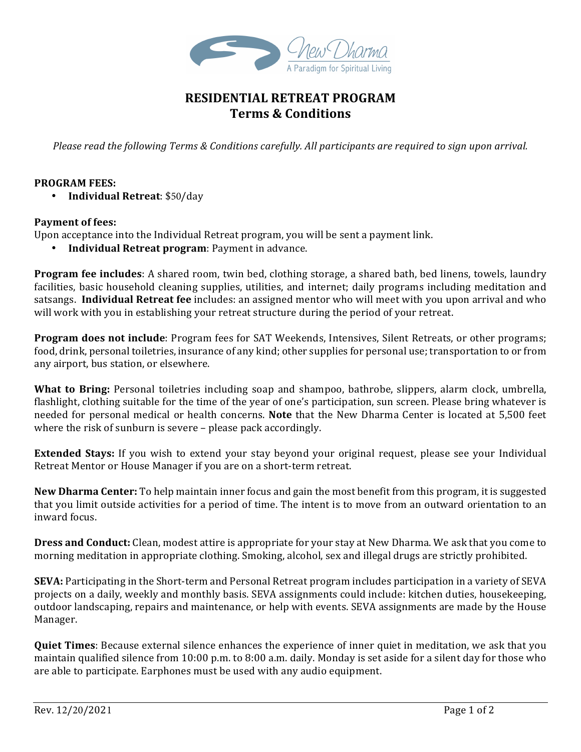New Dharma
A Paradigm for Spiritual Living

# RESIDENTIAL RETREAT PROGRAM
## Terms & Conditions

*Please read the following Terms & Conditions carefully. All participants are required to sign upon arrival.*

**PROGRAM FEES:**

- **Individual Retreat**: $50/day

**Payment of fees:**
Upon acceptance into the Individual Retreat program, you will be sent a payment link.

- **Individual Retreat program**: Payment in advance.

**Program fee includes**: A shared room, twin bed, clothing storage, a shared bath, bed linens, towels, laundry facilities, basic household cleaning supplies, utilities, and internet; daily programs including meditation and satsangs. **Individual Retreat fee** includes: an assigned mentor who will meet with you upon arrival and who will work with you in establishing your retreat structure during the period of your retreat.

**Program does not include**: Program fees for SAT Weekends, Intensives, Silent Retreats, or other programs; food, drink, personal toiletries, insurance of any kind; other supplies for personal use; transportation to or from any airport, bus station, or elsewhere.

**What to Bring:** Personal toiletries including soap and shampoo, bathrobe, slippers, alarm clock, umbrella, flashlight, clothing suitable for the time of the year of one's participation, sun screen. Please bring whatever is needed for personal medical or health concerns. **Note** that the New Dharma Center is located at 5,500 feet where the risk of sunburn is severe – please pack accordingly.

**Extended Stays:** If you wish to extend your stay beyond your original request, please see your Individual Retreat Mentor or House Manager if you are on a short-term retreat.

**New Dharma Center:** To help maintain inner focus and gain the most benefit from this program, it is suggested that you limit outside activities for a period of time. The intent is to move from an outward orientation to an inward focus.

**Dress and Conduct:** Clean, modest attire is appropriate for your stay at New Dharma. We ask that you come to morning meditation in appropriate clothing. Smoking, alcohol, sex and illegal drugs are strictly prohibited.

**SEVA:** Participating in the Short-term and Personal Retreat program includes participation in a variety of SEVA projects on a daily, weekly and monthly basis. SEVA assignments could include: kitchen duties, housekeeping, outdoor landscaping, repairs and maintenance, or help with events. SEVA assignments are made by the House Manager.

**Quiet Times**: Because external silence enhances the experience of inner quiet in meditation, we ask that you maintain qualified silence from 10:00 p.m. to 8:00 a.m. daily. Monday is set aside for a silent day for those who are able to participate. Earphones must be used with any audio equipment.

Rev. 12/20/2021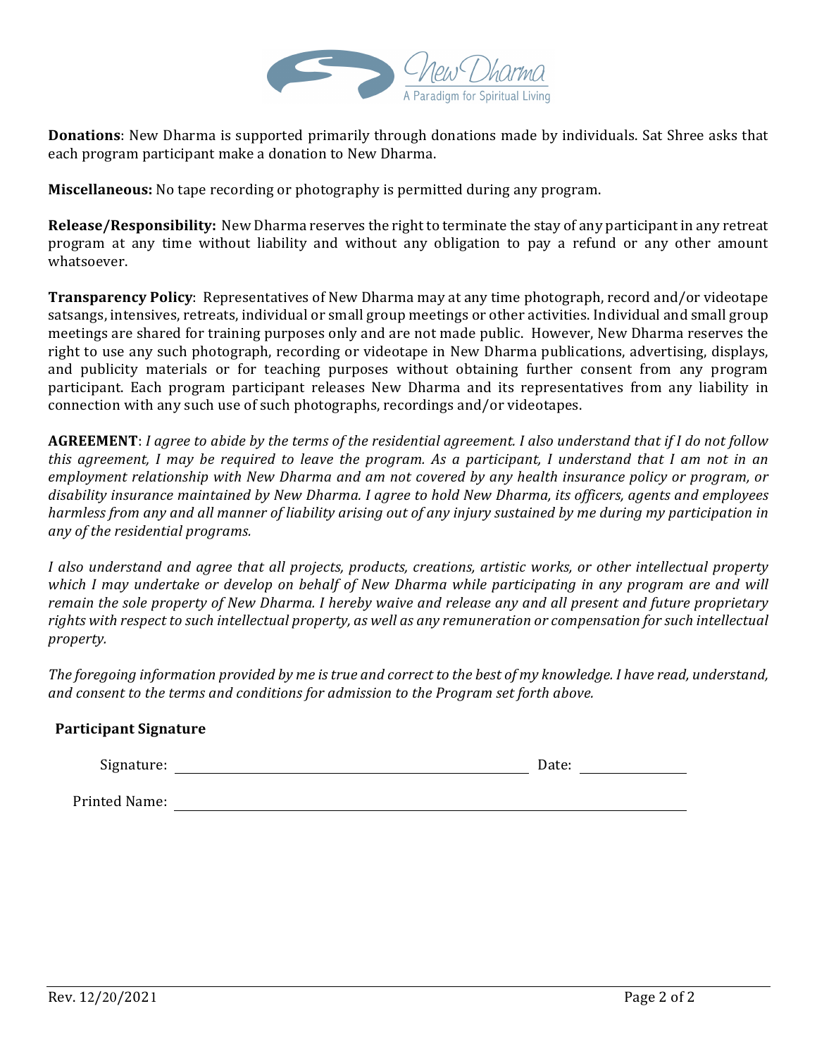**Donations**: New Dharma is supported primarily through donations made by individuals. Sat Shree asks that each program participant make a donation to New Dharma.

**Miscellaneous:** No tape recording or photography is permitted during any program.

**Release/Responsibility:** New Dharma reserves the right to terminate the stay of any participant in any retreat program at any time without liability and without any obligation to pay a refund or any other amount whatsoever.

**Transparency Policy**: Representatives of New Dharma may at any time photograph, record and/or videotape satsangs, intensives, retreats, individual or small group meetings or other activities. Individual and small group meetings are shared for training purposes only and are not made public. However, New Dharma reserves the right to use any such photograph, recording or videotape in New Dharma publications, advertising, displays, and publicity materials or for teaching purposes without obtaining further consent from any program participant. Each program participant releases New Dharma and its representatives from any liability in connection with any such use of such photographs, recordings and/or videotapes.

**AGREEMENT**: *I agree to abide by the terms of the residential agreement. I also understand that if I do not follow this agreement, I may be required to leave the program. As a participant, I understand that I am not in an employment relationship with New Dharma and am not covered by any health insurance policy or program, or disability insurance maintained by New Dharma. I agree to hold New Dharma, its officers, agents and employees harmless from any and all manner of liability arising out of any injury sustained by me during my participation in any of the residential programs.*

*I also understand and agree that all projects, products, creations, artistic works, or other intellectual property which I may undertake or develop on behalf of New Dharma while participating in any program are and will remain the sole property of New Dharma. I hereby waive and release any and all present and future proprietary rights with respect to such intellectual property, as well as any remuneration or compensation for such intellectual property.*

*The foregoing information provided by me is true and correct to the best of my knowledge. I have read, understand, and consent to the terms and conditions for admission to the Program set forth above.*

**Participant Signature**

Signature: ______________________________ Date: ______________

Printed Name: ______________________________

Rev. 12/20/2021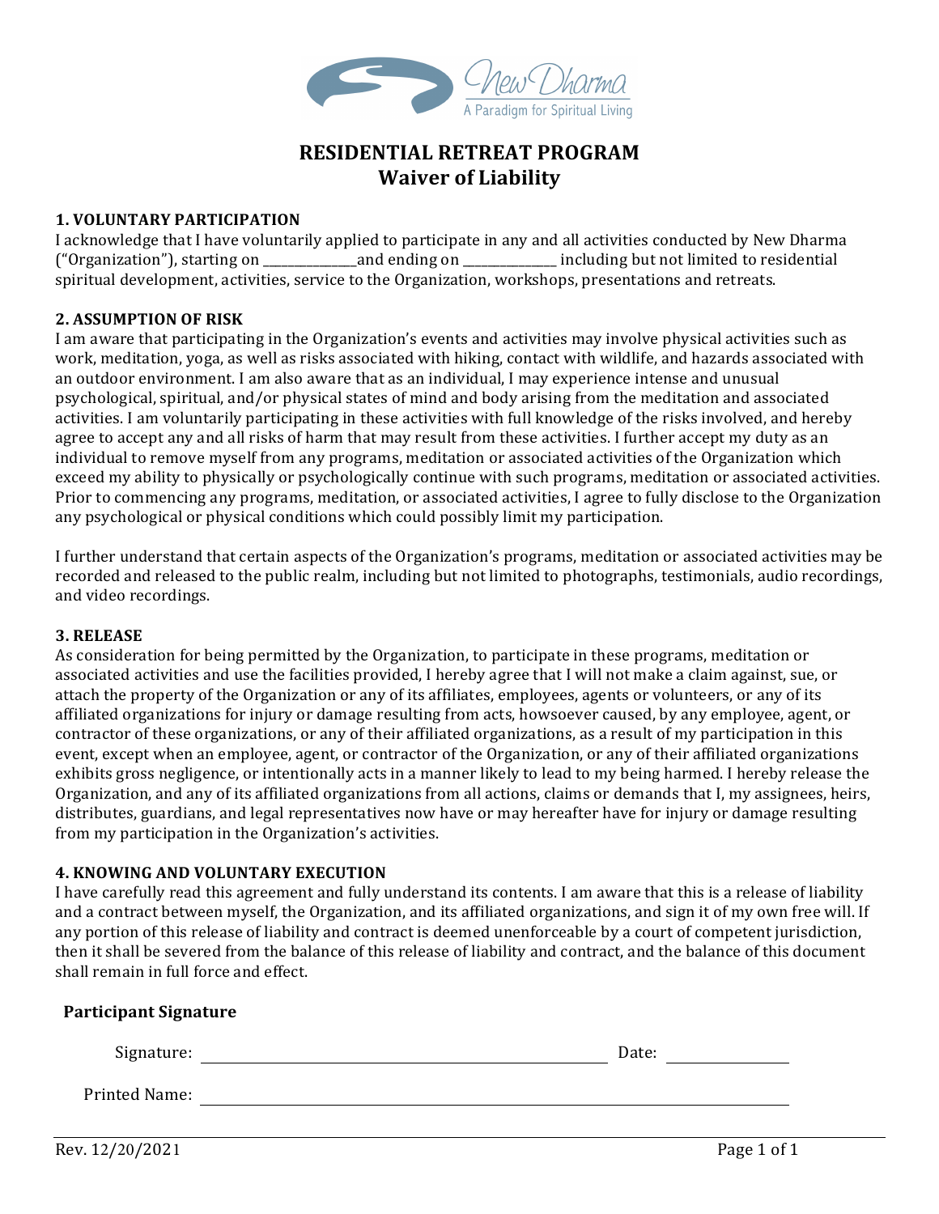New Dharma
A Paradigm for Spiritual Living

# RESIDENTIAL RETREAT PROGRAM
## Waiver of Liability

### 1. VOLUNTARY PARTICIPATION

I acknowledge that I have voluntarily applied to participate in any and all activities conducted by New Dharma ("Organization"), starting on _______________and ending on _______________ including but not limited to residential spiritual development, activities, service to the Organization, workshops, presentations and retreats.

### 2. ASSUMPTION OF RISK

I am aware that participating in the Organization's events and activities may involve physical activities such as work, meditation, yoga, as well as risks associated with hiking, contact with wildlife, and hazards associated with an outdoor environment. I am also aware that as an individual, I may experience intense and unusual psychological, spiritual, and/or physical states of mind and body arising from the meditation and associated activities. I am voluntarily participating in these activities with full knowledge of the risks involved, and hereby agree to accept any and all risks of harm that may result from these activities. I further accept my duty as an individual to remove myself from any programs, meditation or associated activities of the Organization which exceed my ability to physically or psychologically continue with such programs, meditation or associated activities. Prior to commencing any programs, meditation, or associated activities, I agree to fully disclose to the Organization any psychological or physical conditions which could possibly limit my participation.

I further understand that certain aspects of the Organization's programs, meditation or associated activities may be recorded and released to the public realm, including but not limited to photographs, testimonials, audio recordings, and video recordings.

### 3. RELEASE

As consideration for being permitted by the Organization, to participate in these programs, meditation or associated activities and use the facilities provided, I hereby agree that I will not make a claim against, sue, or attach the property of the Organization or any of its affiliates, employees, agents or volunteers, or any of its affiliated organizations for injury or damage resulting from acts, howsoever caused, by any employee, agent, or contractor of these organizations, or any of their affiliated organizations, as a result of my participation in this event, except when an employee, agent, or contractor of the Organization, or any of their affiliated organizations exhibits gross negligence, or intentionally acts in a manner likely to lead to my being harmed. I hereby release the Organization, and any of its affiliated organizations from all actions, claims or demands that I, my assignees, heirs, distributes, guardians, and legal representatives now have or may hereafter have for injury or damage resulting from my participation in the Organization's activities.

### 4. KNOWING AND VOLUNTARY EXECUTION

I have carefully read this agreement and fully understand its contents. I am aware that this is a release of liability and a contract between myself, the Organization, and its affiliated organizations, and sign it of my own free will. If any portion of this release of liability and contract is deemed unenforceable by a court of competent jurisdiction, then it shall be severed from the balance of this release of liability and contract, and the balance of this document shall remain in full force and effect.

**Participant Signature**

Signature: ______________________________ Date: ______________

Printed Name: ______________________________

Rev. 12/20/2021